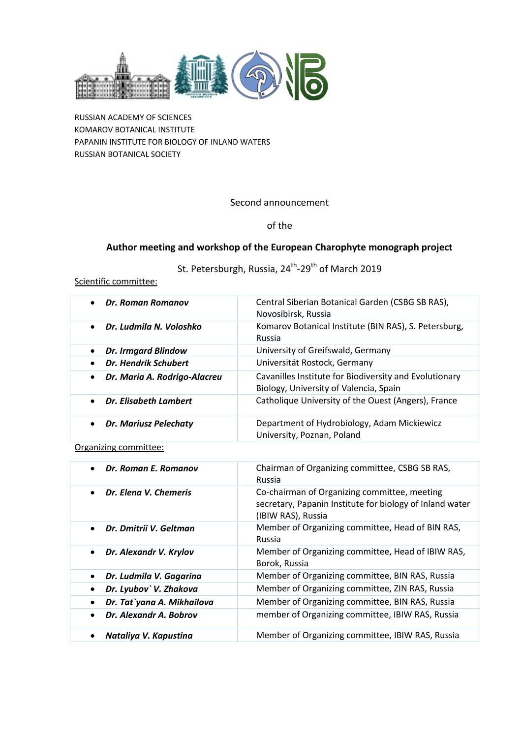RUSSIAN ACADEMY OF SCIENCES
KOMAROV BOTANICAL INSTITUTE
PAPANIN INSTITUTE FOR BIOLOGY OF INLAND WATERS
RUSSIAN BOTANICAL SOCIETY

Second announcement

of the

**Author meeting and workshop of the European Charophyte monograph project**

St. Petersburgh, Russia, 24th-29th of March 2019

Scientific committee:

| | |
|---|---|
| • ***Dr. Roman Romanov*** | Central Siberian Botanical Garden (CSBG SB RAS), Novosibirsk, Russia |
| • ***Dr. Ludmila N. Voloshko*** | Komarov Botanical Institute (BIN RAS), S. Petersburg, Russia |
| • ***Dr. Irmgard Blindow*** | University of Greifswald, Germany |
| • ***Dr. Hendrik Schubert*** | Universität Rostock, Germany |
| • ***Dr. Maria A. Rodrigo-Alacreu*** | Cavanilles Institute for Biodiversity and Evolutionary Biology, University of Valencia, Spain |
| • ***Dr. Elisabeth Lambert*** | Catholique University of the Ouest (Angers), France |
| • ***Dr. Mariusz Pelechaty*** | Department of Hydrobiology, Adam Mickiewicz University, Poznan, Poland |

Organizing committee:

| | |
|---|---|
| • ***Dr. Roman E. Romanov*** | Chairman of Organizing committee, CSBG SB RAS, Russia |
| • ***Dr. Elena V. Chemeris*** | Co-chairman of Organizing committee, meeting secretary, Papanin Institute for biology of Inland water (IBIW RAS), Russia |
| • ***Dr. Dmitrii V. Geltman*** | Member of Organizing committee, Head of BIN RAS, Russia |
| • ***Dr. Alexandr V. Krylov*** | Member of Organizing committee, Head of IBIW RAS, Borok, Russia |
| • ***Dr. Ludmila V. Gagarina*** | Member of Organizing committee, BIN RAS, Russia |
| • ***Dr. Lyubov` V. Zhakova*** | Member of Organizing committee, ZIN RAS, Russia |
| • ***Dr. Tat`yana A. Mikhailova*** | Member of Organizing committee, BIN RAS, Russia |
| • ***Dr. Alexandr A. Bobrov*** | member of Organizing committee, IBIW RAS, Russia |
| • ***Nataliya V. Kapustina*** | Member of Organizing committee, IBIW RAS, Russia |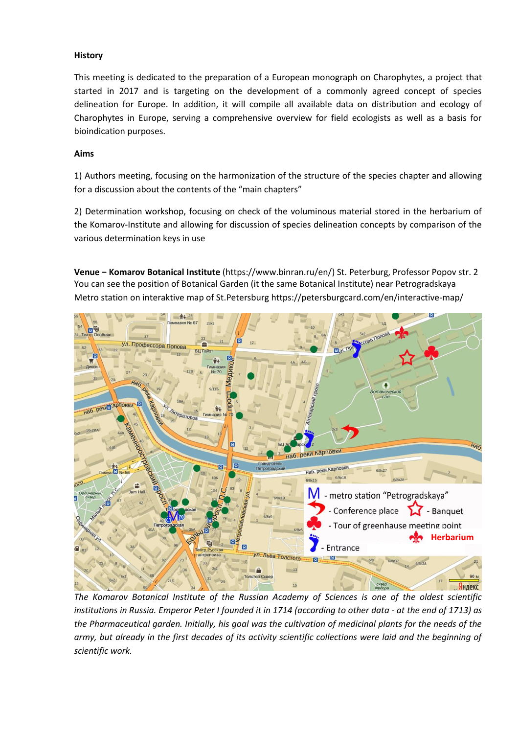**History**

This meeting is dedicated to the preparation of a European monograph on Charophytes, a project that started in 2017 and is targeting on the development of a commonly agreed concept of species delineation for Europe. In addition, it will compile all available data on distribution and ecology of Charophytes in Europe, serving a comprehensive overview for field ecologists as well as a basis for bioindication purposes.

**Aims**

1) Authors meeting, focusing on the harmonization of the structure of the species chapter and allowing for a discussion about the contents of the "main chapters"

2) Determination workshop, focusing on check of the voluminous material stored in the herbarium of the Komarov-Institute and allowing for discussion of species delineation concepts by comparison of the various determination keys in use

**Venue – Komarov Botanical Institute** (https://www.binran.ru/en/) St. Peterburg, Professor Popov str. 2
You can see the position of Botanical Garden (it the same Botanical Institute) near Petrogradskaya Metro station on interaktive map of St.Petersburg https://petersburgcard.com/en/interactive-map/

M - metro station "Petrogradskaya"
- Conference place
- Banquet
- Tour of greenhause meeting point
- Herbarium
- Entrance

*The Komarov Botanical Institute of the Russian Academy of Sciences is one of the oldest scientific institutions in Russia. Emperor Peter I founded it in 1714 (according to other data - at the end of 1713) as the Pharmaceutical garden. Initially, his goal was the cultivation of medicinal plants for the needs of the army, but already in the first decades of its activity scientific collections were laid and the beginning of scientific work.*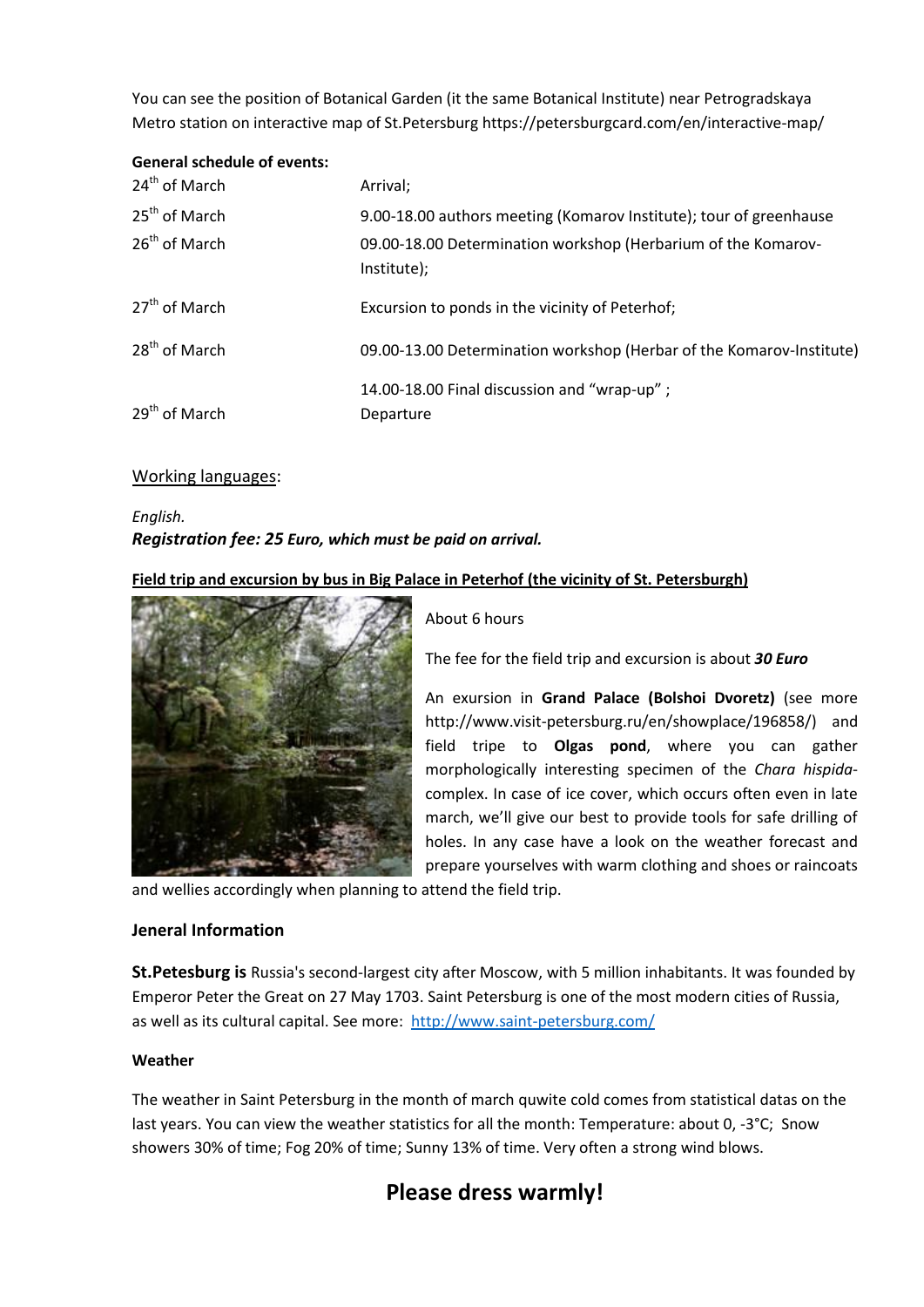You can see the position of Botanical Garden (it the same Botanical Institute) near Petrogradskaya Metro station on interactive map of St.Petersburg https://petersburgcard.com/en/interactive-map/

**General schedule of events:**

| | |
|---|---|
| 24th of March | Arrival; |
| 25th of March | 9.00-18.00 authors meeting (Komarov Institute); tour of greenhause |
| 26th of March | 09.00-18.00 Determination workshop (Herbarium of the Komarov-Institute); |
| 27th of March | Excursion to ponds in the vicinity of Peterhof; |
| 28th of March | 09.00-13.00 Determination workshop (Herbar of the Komarov-Institute)<br>14.00-18.00 Final discussion and "wrap-up" ; |
| 29th of March | Departure |

Working languages:

*English.*

***Registration fee: 25 Euro, which must be paid on arrival.***

**Field trip and excursion by bus in Big Palace in Peterhof (the vicinity of St. Petersburgh)**

About 6 hours

The fee for the field trip and excursion is about ***30 Euro***

An exursion in **Grand Palace (Bolshoi Dvoretz)** (see more http://www.visit-petersburg.ru/en/showplace/196858/) and field tripe to **Olgas pond**, where you can gather morphologically interesting specimen of the *Chara hispida*-complex. In case of ice cover, which occurs often even in late march, we'll give our best to provide tools for safe drilling of holes. In any case have a look on the weather forecast and prepare yourselves with warm clothing and shoes or raincoats and wellies accordingly when planning to attend the field trip.

**Jeneral Information**

**St.Petesburg is** Russia's second-largest city after Moscow, with 5 million inhabitants. It was founded by Emperor Peter the Great on 27 May 1703. Saint Petersburg is one of the most modern cities of Russia, as well as its cultural capital. See more: http://www.saint-petersburg.com/

**Weather**

The weather in Saint Petersburg in the month of march quwite cold comes from statistical datas on the last years. You can view the weather statistics for all the month: Temperature: about 0, -3°C; Snow showers 30% of time; Fog 20% of time; Sunny 13% of time. Very often a strong wind blows.

## Please dress warmly!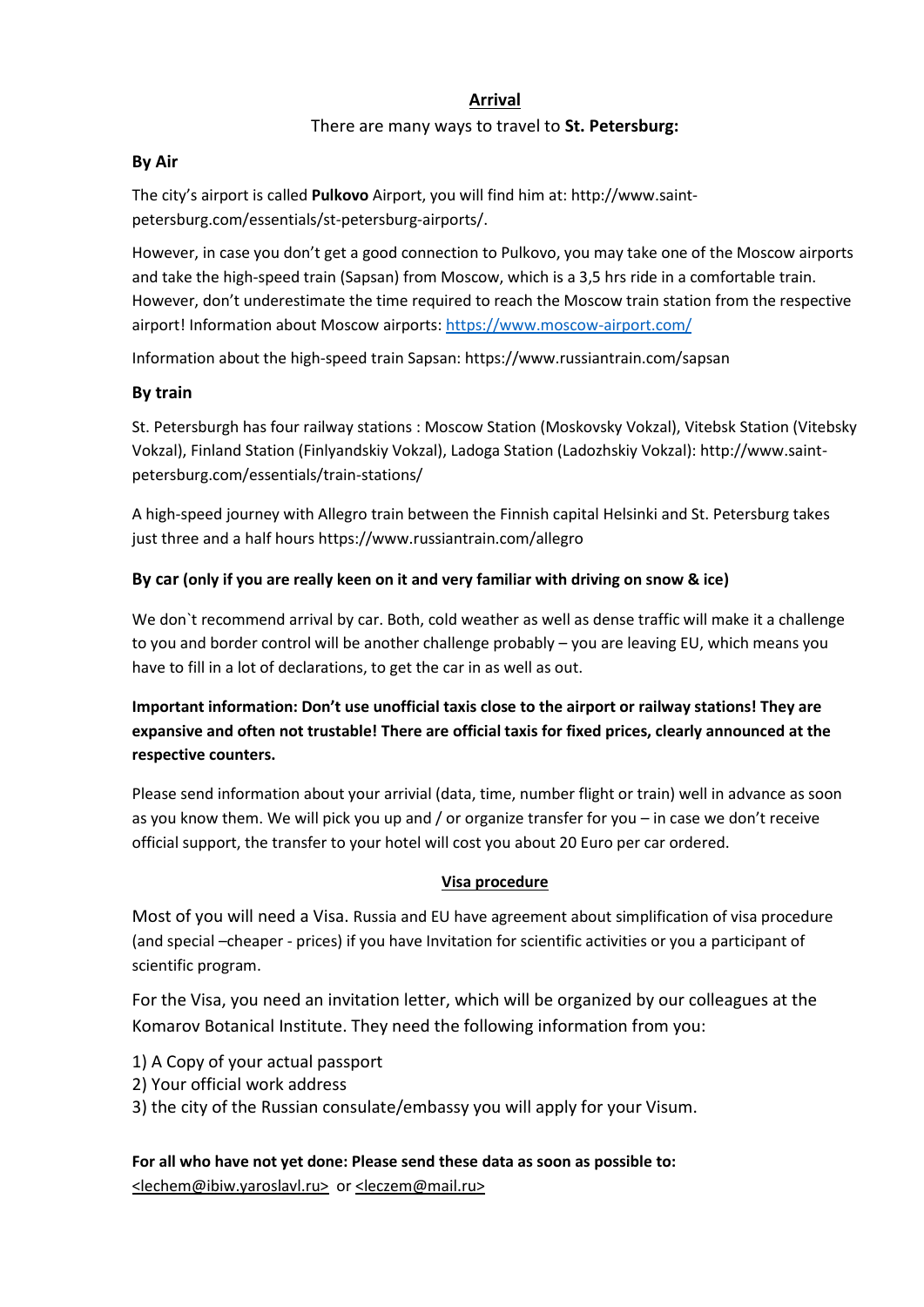## Arrival

There are many ways to travel to **St. Petersburg:**

### By Air

The city's airport is called **Pulkovo** Airport, you will find him at: http://www.saint-petersburg.com/essentials/st-petersburg-airports/.

However, in case you don't get a good connection to Pulkovo, you may take one of the Moscow airports and take the high-speed train (Sapsan) from Moscow, which is a 3,5 hrs ride in a comfortable train. However, don't underestimate the time required to reach the Moscow train station from the respective airport! Information about Moscow airports: https://www.moscow-airport.com/

Information about the high-speed train Sapsan: https://www.russiantrain.com/sapsan

### By train

St. Petersburgh has four railway stations : Moscow Station (Moskovsky Vokzal), Vitebsk Station (Vitebsky Vokzal), Finland Station (Finlyandskiy Vokzal), Ladoga Station (Ladozhskiy Vokzal): http://www.saint-petersburg.com/essentials/train-stations/

A high-speed journey with Allegro train between the Finnish capital Helsinki and St. Petersburg takes just three and a half hours https://www.russiantrain.com/allegro

### By car (only if you are really keen on it and very familiar with driving on snow & ice)

We don`t recommend arrival by car. Both, cold weather as well as dense traffic will make it a challenge to you and border control will be another challenge probably – you are leaving EU, which means you have to fill in a lot of declarations, to get the car in as well as out.

**Important information: Don't use unofficial taxis close to the airport or railway stations! They are expansive and often not trustable! There are official taxis for fixed prices, clearly announced at the respective counters.**

Please send information about your arrival (data, time, number flight or train) well in advance as soon as you know them. We will pick you up and / or organize transfer for you – in case we don't receive official support, the transfer to your hotel will cost you about 20 Euro per car ordered.

## Visa procedure

Most of you will need a Visa. Russia and EU have agreement about simplification of visa procedure (and special –cheaper - prices) if you have Invitation for scientific activities or you a participant of scientific program.

For the Visa, you need an invitation letter, which will be organized by our colleagues at the Komarov Botanical Institute. They need the following information from you:

1) A Copy of your actual passport
2) Your official work address
3) the city of the Russian consulate/embassy you will apply for your Visum.

**For all who have not yet done: Please send these data as soon as possible to:**
<lechem@ibiw.yaroslavl.ru> or <leczem@mail.ru>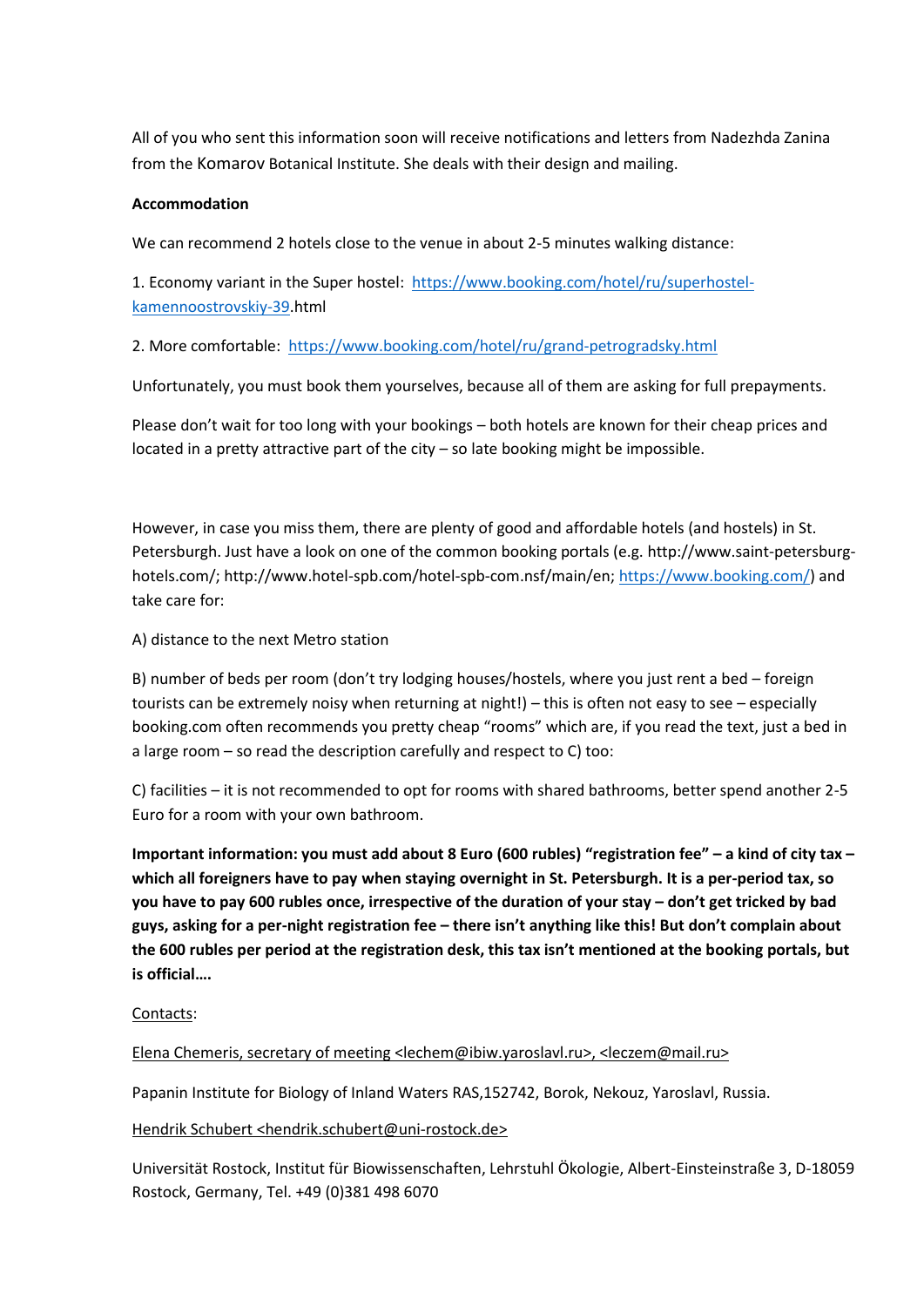All of you who sent this information soon will receive notifications and letters from Nadezhda Zanina from the Komarov Botanical Institute. She deals with their design and mailing.

**Accommodation**

We can recommend 2 hotels close to the venue in about 2-5 minutes walking distance:

1. Economy variant in the Super hostel: https://www.booking.com/hotel/ru/superhostel-kamennoostrovskiy-39.html

2. More comfortable: https://www.booking.com/hotel/ru/grand-petrogradsky.html

Unfortunately, you must book them yourselves, because all of them are asking for full prepayments.

Please don't wait for too long with your bookings – both hotels are known for their cheap prices and located in a pretty attractive part of the city – so late booking might be impossible.

However, in case you miss them, there are plenty of good and affordable hotels (and hostels) in St. Petersburgh. Just have a look on one of the common booking portals (e.g. http://www.saint-petersburg-hotels.com/; http://www.hotel-spb.com/hotel-spb-com.nsf/main/en; https://www.booking.com/) and take care for:

A) distance to the next Metro station

B) number of beds per room (don't try lodging houses/hostels, where you just rent a bed – foreign tourists can be extremely noisy when returning at night!) – this is often not easy to see – especially booking.com often recommends you pretty cheap "rooms" which are, if you read the text, just a bed in a large room – so read the description carefully and respect to C) too:

C) facilities – it is not recommended to opt for rooms with shared bathrooms, better spend another 2-5 Euro for a room with your own bathroom.

**Important information: you must add about 8 Euro (600 rubles) "registration fee" – a kind of city tax – which all foreigners have to pay when staying overnight in St. Petersburgh. It is a per-period tax, so you have to pay 600 rubles once, irrespective of the duration of your stay – don't get tricked by bad guys, asking for a per-night registration fee – there isn't anything like this! But don't complain about the 600 rubles per period at the registration desk, this tax isn't mentioned at the booking portals, but is official….**

Contacts:

Elena Chemeris, secretary of meeting <lechem@ibiw.yaroslavl.ru>, <leczem@mail.ru>

Papanin Institute for Biology of Inland Waters RAS,152742, Borok, Nekouz, Yaroslavl, Russia.

Hendrik Schubert <hendrik.schubert@uni-rostock.de>

Universität Rostock, Institut für Biowissenschaften, Lehrstuhl Ökologie, Albert-Einsteinstraße 3, D-18059 Rostock, Germany, Tel. +49 (0)381 498 6070